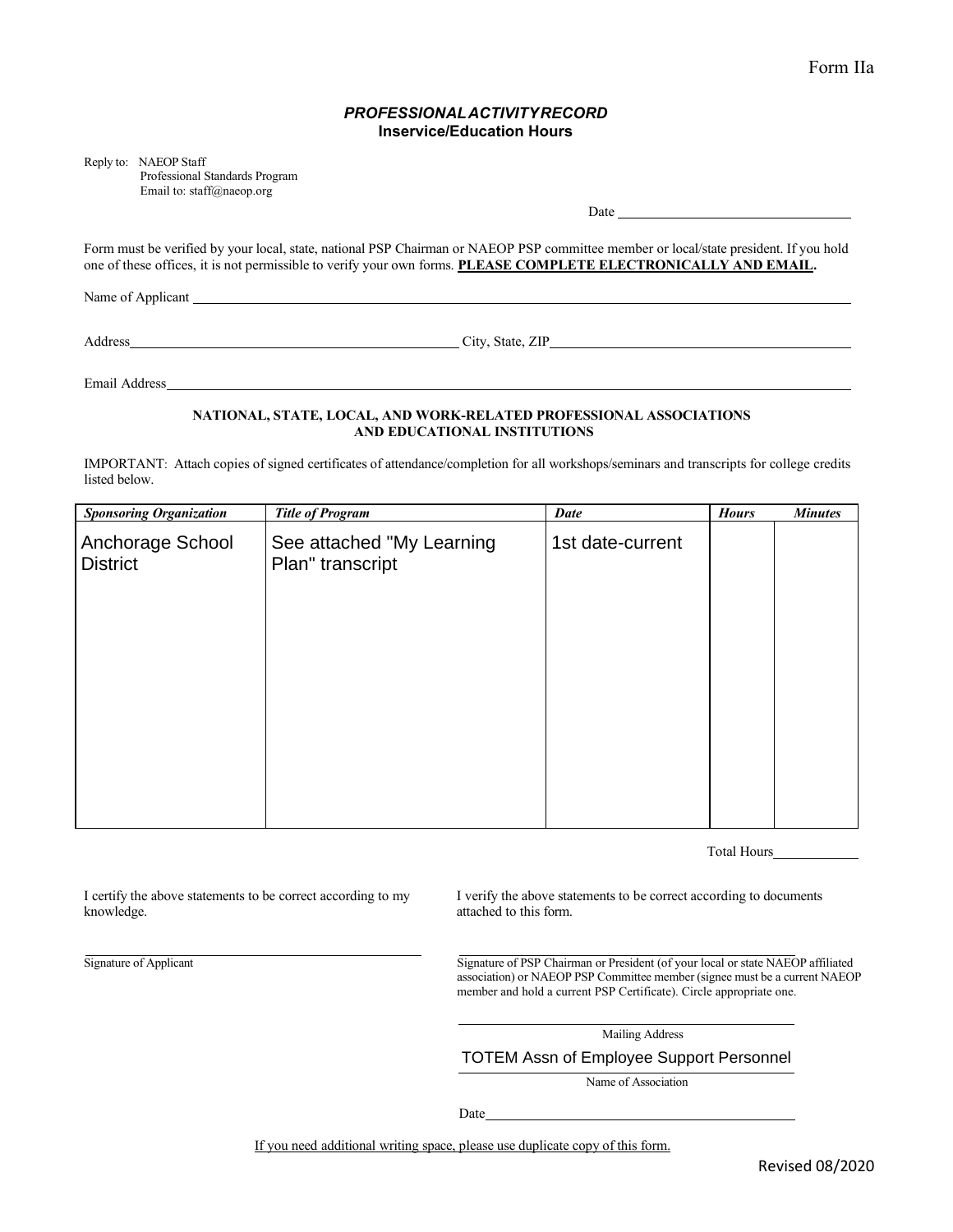Form IIa

### *PROFESSIONAL ACTIVITY RECORD*
**Inservice/Education Hours**

Reply to: NAEOP Staff
Professional Standards Program
Email to: staff@naeop.org

Date ____________________

Form must be verified by your local, state, national PSP Chairman or NAEOP PSP committee member or local/state president. If you hold one of these offices, it is not permissible to verify your own forms. **PLEASE COMPLETE ELECTRONICALLY AND EMAIL.**

Name of Applicant ____________________

Address ____________________ City, State, ZIP ____________________

Email Address ____________________

**NATIONAL, STATE, LOCAL, AND WORK-RELATED PROFESSIONAL ASSOCIATIONS AND EDUCATIONAL INSTITUTIONS**

IMPORTANT: Attach copies of signed certificates of attendance/completion for all workshops/seminars and transcripts for college credits listed below.

| *Sponsoring Organization* | *Title of Program* | *Date* | *Hours* | *Minutes* |
|---|---|---|---|---|
| Anchorage School District | See attached "My Learning Plan" transcript | 1st date-current | | |

Total Hours ____________

I certify the above statements to be correct according to my knowledge.

____________________
Signature of Applicant

I verify the above statements to be correct according to documents attached to this form.

____________________
Signature of PSP Chairman or President (of your local or state NAEOP affiliated association) or NAEOP PSP Committee member (signee must be a current NAEOP member and hold a current PSP Certificate). Circle appropriate one.

____________________
Mailing Address

TOTEM Assn of Employee Support Personnel
Name of Association

Date ____________________

If you need additional writing space, please use duplicate copy of this form.

Revised 08/2020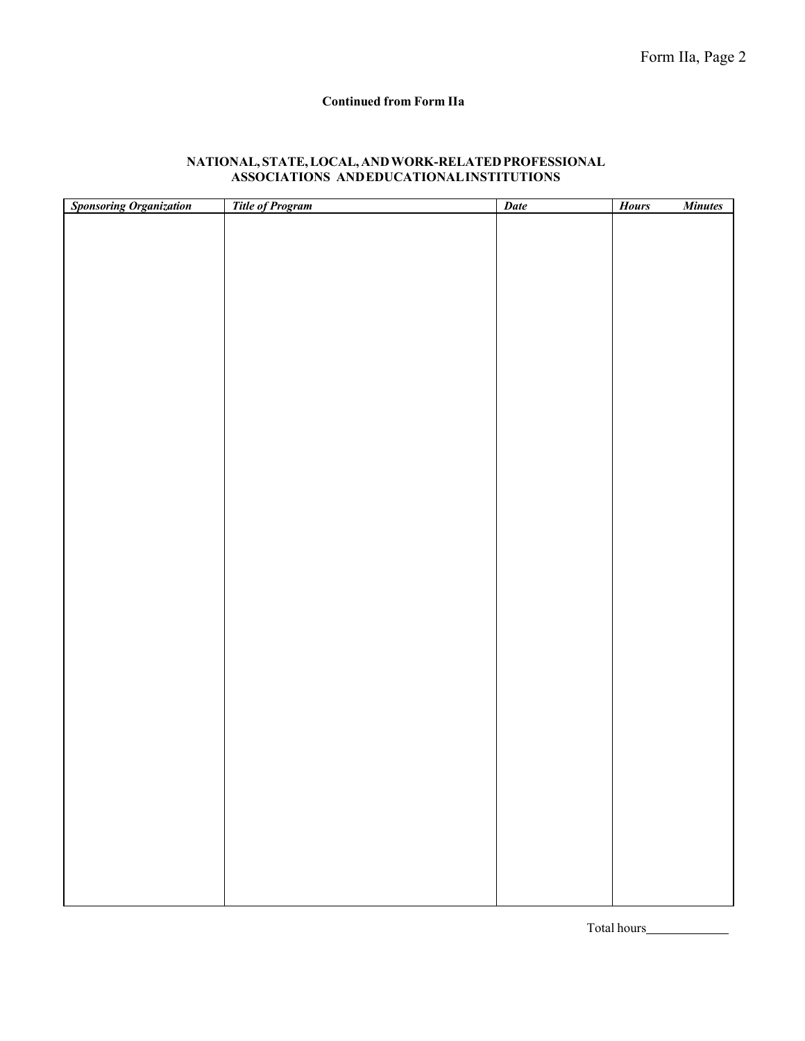Form IIa, Page 2

**Continued from Form IIa**

**NATIONAL, STATE, LOCAL, AND WORK-RELATED PROFESSIONAL ASSOCIATIONS AND EDUCATIONAL INSTITUTIONS**

| ***Sponsoring Organization*** | ***Title of Program*** | ***Date*** | ***Hours*** | ***Minutes*** |
|---|---|---|---|---|
| | | | | |

Total hours\_\_\_\_\_\_\_\_\_\_\_\_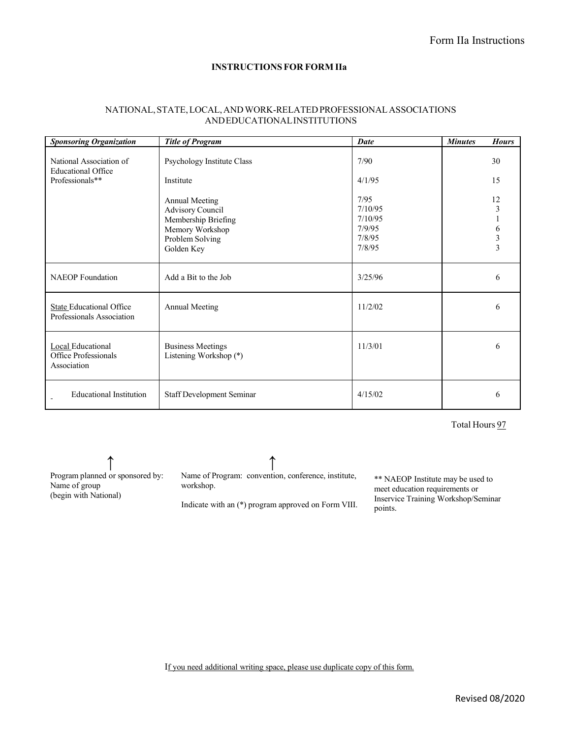## INSTRUCTIONS FOR FORM IIa

NATIONAL, STATE, LOCAL, AND WORK-RELATED PROFESSIONAL ASSOCIATIONS AND EDUCATIONAL INSTITUTIONS

| ***Sponsoring Organization*** | ***Title of Program*** | ***Date*** | ***Minutes*** | ***Hours*** |
|---|---|---|---|---|
| National Association of Educational Office Professionals** | Psychology Institute Class | 7/90 | | 30 |
| | Institute | 4/1/95 | | 15 |
| | Annual Meeting | 7/95 | | 12 |
| | Advisory Council | 7/10/95 | | 3 |
| | Membership Briefing | 7/10/95 | | 1 |
| | Memory Workshop | 7/9/95 | | 6 |
| | Problem Solving | 7/8/95 | | 3 |
| | Golden Key | 7/8/95 | | 3 |
| NAEOP Foundation | Add a Bit to the Job | 3/25/96 | | 6 |
| <u>State</u> Educational Office Professionals Association | Annual Meeting | 11/2/02 | | 6 |
| <u>Local</u> Educational Office Professionals Association | Business Meetings<br>Listening Workshop (*) | 11/3/01 | | 6 |
| _ Educational Institution | Staff Development Seminar | 4/15/02 | | 6 |

Total Hours <u>97</u>

↑ Program planned or sponsored by: Name of group (begin with National)

↑ Name of Program: convention, conference, institute, workshop.

Indicate with an (*) program approved on Form VIII.

** NAEOP Institute may be used to meet education requirements or Inservice Training Workshop/Seminar points.

<u>If you need additional writing space, please use duplicate copy of this form.</u>

Revised 08/2020